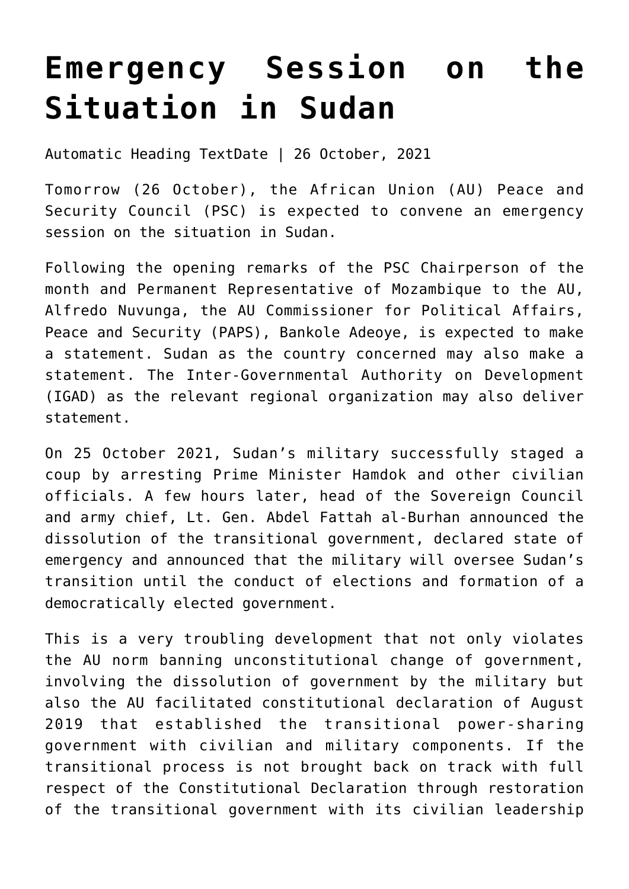# Emergency Session on the Situation in Sudan

Automatic Heading TextDate | 26 October, 2021

Tomorrow (26 October), the African Union (AU) Peace and Security Council (PSC) is expected to convene an emergency session on the situation in Sudan.

Following the opening remarks of the PSC Chairperson of the month and Permanent Representative of Mozambique to the AU, Alfredo Nuvunga, the AU Commissioner for Political Affairs, Peace and Security (PAPS), Bankole Adeoye, is expected to make a statement. Sudan as the country concerned may also make a statement. The Inter-Governmental Authority on Development (IGAD) as the relevant regional organization may also deliver statement.

On 25 October 2021, Sudan's military successfully staged a coup by arresting Prime Minister Hamdok and other civilian officials. A few hours later, head of the Sovereign Council and army chief, Lt. Gen. Abdel Fattah al-Burhan announced the dissolution of the transitional government, declared state of emergency and announced that the military will oversee Sudan's transition until the conduct of elections and formation of a democratically elected government.

This is a very troubling development that not only violates the AU norm banning unconstitutional change of government, involving the dissolution of government by the military but also the AU facilitated constitutional declaration of August 2019 that established the transitional power-sharing government with civilian and military components. If the transitional process is not brought back on track with full respect of the Constitutional Declaration through restoration of the transitional government with its civilian leadership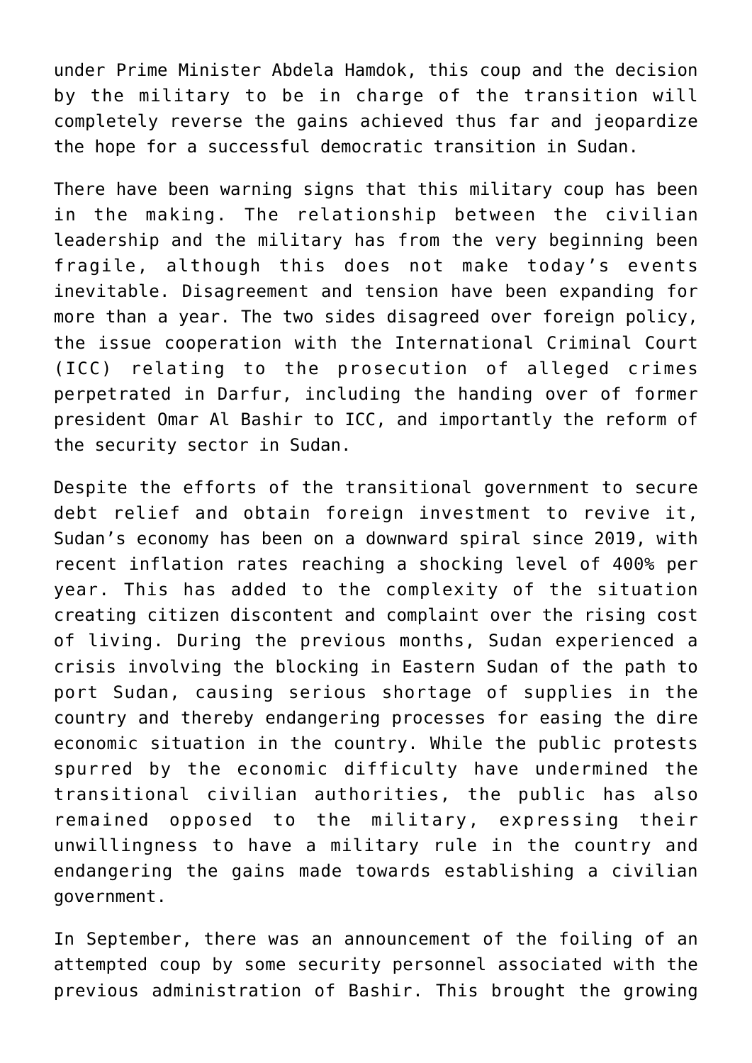under Prime Minister Abdela Hamdok, this coup and the decision by the military to be in charge of the transition will completely reverse the gains achieved thus far and jeopardize the hope for a successful democratic transition in Sudan.

There have been warning signs that this military coup has been in the making. The relationship between the civilian leadership and the military has from the very beginning been fragile, although this does not make today's events inevitable. Disagreement and tension have been expanding for more than a year. The two sides disagreed over foreign policy, the issue cooperation with the International Criminal Court (ICC) relating to the prosecution of alleged crimes perpetrated in Darfur, including the handing over of former president Omar Al Bashir to ICC, and importantly the reform of the security sector in Sudan.

Despite the efforts of the transitional government to secure debt relief and obtain foreign investment to revive it, Sudan's economy has been on a downward spiral since 2019, with recent inflation rates reaching a shocking level of 400% per year. This has added to the complexity of the situation creating citizen discontent and complaint over the rising cost of living. During the previous months, Sudan experienced a crisis involving the blocking in Eastern Sudan of the path to port Sudan, causing serious shortage of supplies in the country and thereby endangering processes for easing the dire economic situation in the country. While the public protests spurred by the economic difficulty have undermined the transitional civilian authorities, the public has also remained opposed to the military, expressing their unwillingness to have a military rule in the country and endangering the gains made towards establishing a civilian government.

In September, there was an announcement of the foiling of an attempted coup by some security personnel associated with the previous administration of Bashir. This brought the growing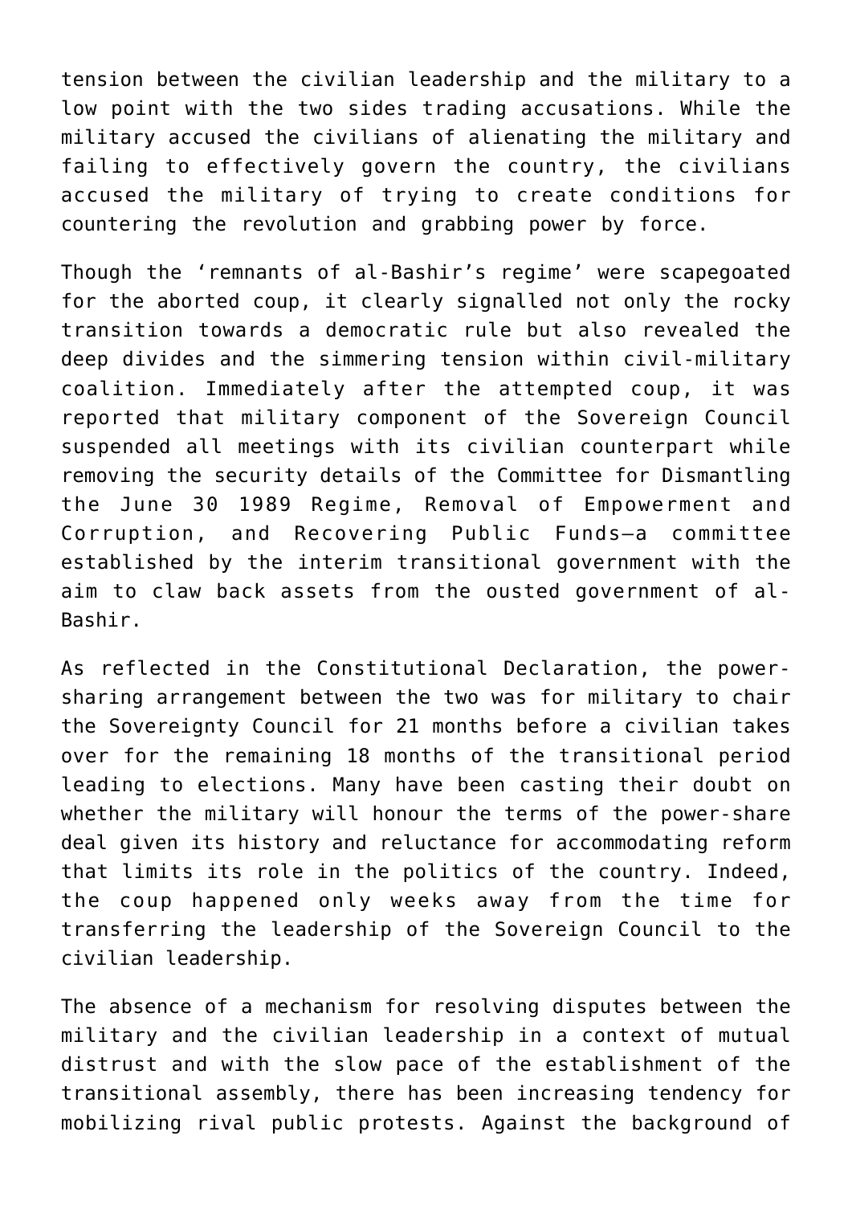tension between the civilian leadership and the military to a low point with the two sides trading accusations. While the military accused the civilians of alienating the military and failing to effectively govern the country, the civilians accused the military of trying to create conditions for countering the revolution and grabbing power by force.

Though the 'remnants of al-Bashir's regime' were scapegoated for the aborted coup, it clearly signalled not only the rocky transition towards a democratic rule but also revealed the deep divides and the simmering tension within civil-military coalition. Immediately after the attempted coup, it was reported that military component of the Sovereign Council suspended all meetings with its civilian counterpart while removing the security details of the Committee for Dismantling the June 30 1989 Regime, Removal of Empowerment and Corruption, and Recovering Public Funds—a committee established by the interim transitional government with the aim to claw back assets from the ousted government of al-Bashir.

As reflected in the Constitutional Declaration, the power-sharing arrangement between the two was for military to chair the Sovereignty Council for 21 months before a civilian takes over for the remaining 18 months of the transitional period leading to elections. Many have been casting their doubt on whether the military will honour the terms of the power-share deal given its history and reluctance for accommodating reform that limits its role in the politics of the country. Indeed, the coup happened only weeks away from the time for transferring the leadership of the Sovereign Council to the civilian leadership.

The absence of a mechanism for resolving disputes between the military and the civilian leadership in a context of mutual distrust and with the slow pace of the establishment of the transitional assembly, there has been increasing tendency for mobilizing rival public protests. Against the background of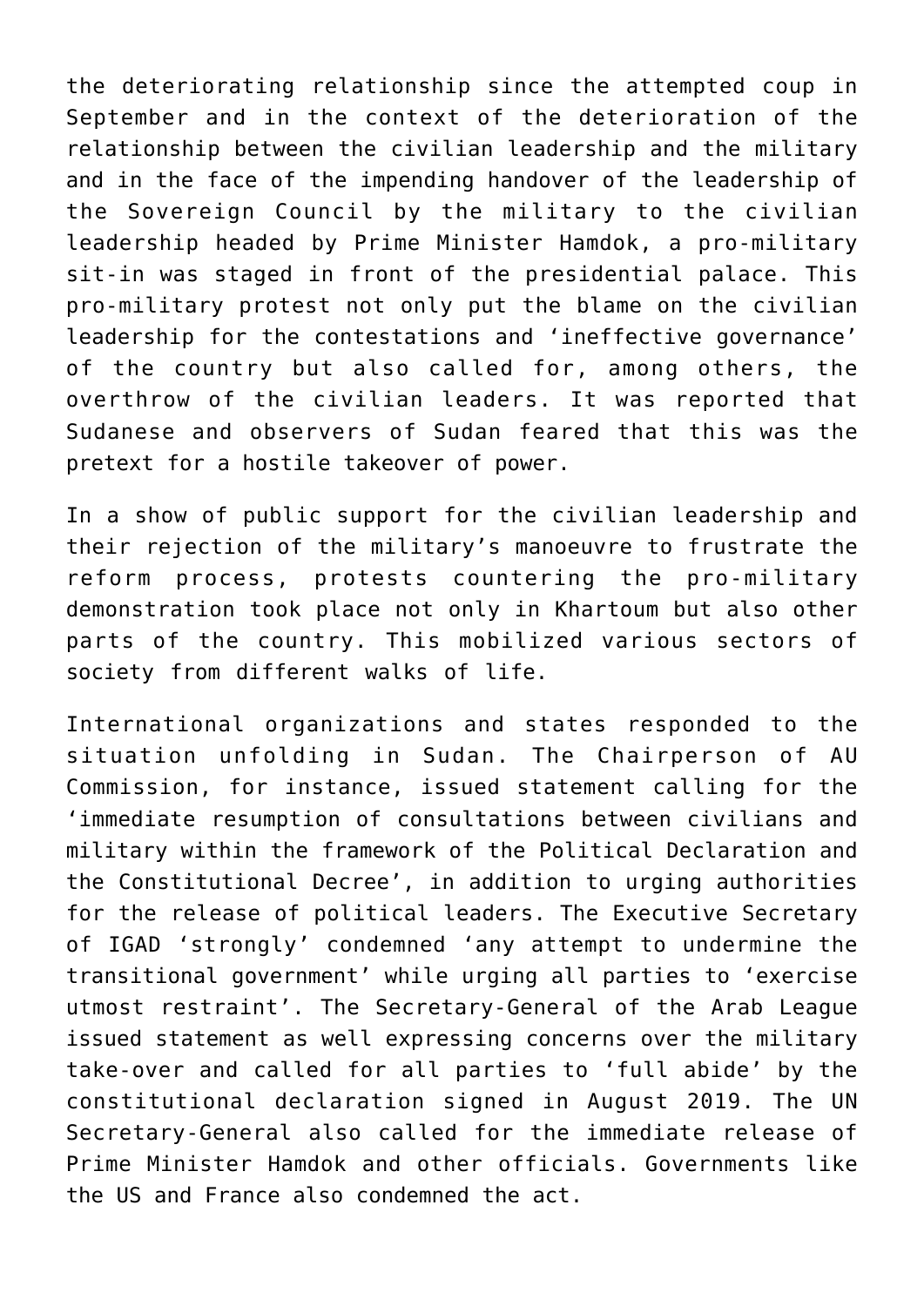the deteriorating relationship since the attempted coup in September and in the context of the deterioration of the relationship between the civilian leadership and the military and in the face of the impending handover of the leadership of the Sovereign Council by the military to the civilian leadership headed by Prime Minister Hamdok, a pro-military sit-in was staged in front of the presidential palace. This pro-military protest not only put the blame on the civilian leadership for the contestations and 'ineffective governance' of the country but also called for, among others, the overthrow of the civilian leaders. It was reported that Sudanese and observers of Sudan feared that this was the pretext for a hostile takeover of power.

In a show of public support for the civilian leadership and their rejection of the military's manoeuvre to frustrate the reform process, protests countering the pro-military demonstration took place not only in Khartoum but also other parts of the country. This mobilized various sectors of society from different walks of life.

International organizations and states responded to the situation unfolding in Sudan. The Chairperson of AU Commission, for instance, issued statement calling for the 'immediate resumption of consultations between civilians and military within the framework of the Political Declaration and the Constitutional Decree', in addition to urging authorities for the release of political leaders. The Executive Secretary of IGAD 'strongly' condemned 'any attempt to undermine the transitional government' while urging all parties to 'exercise utmost restraint'. The Secretary-General of the Arab League issued statement as well expressing concerns over the military take-over and called for all parties to 'full abide' by the constitutional declaration signed in August 2019. The UN Secretary-General also called for the immediate release of Prime Minister Hamdok and other officials. Governments like the US and France also condemned the act.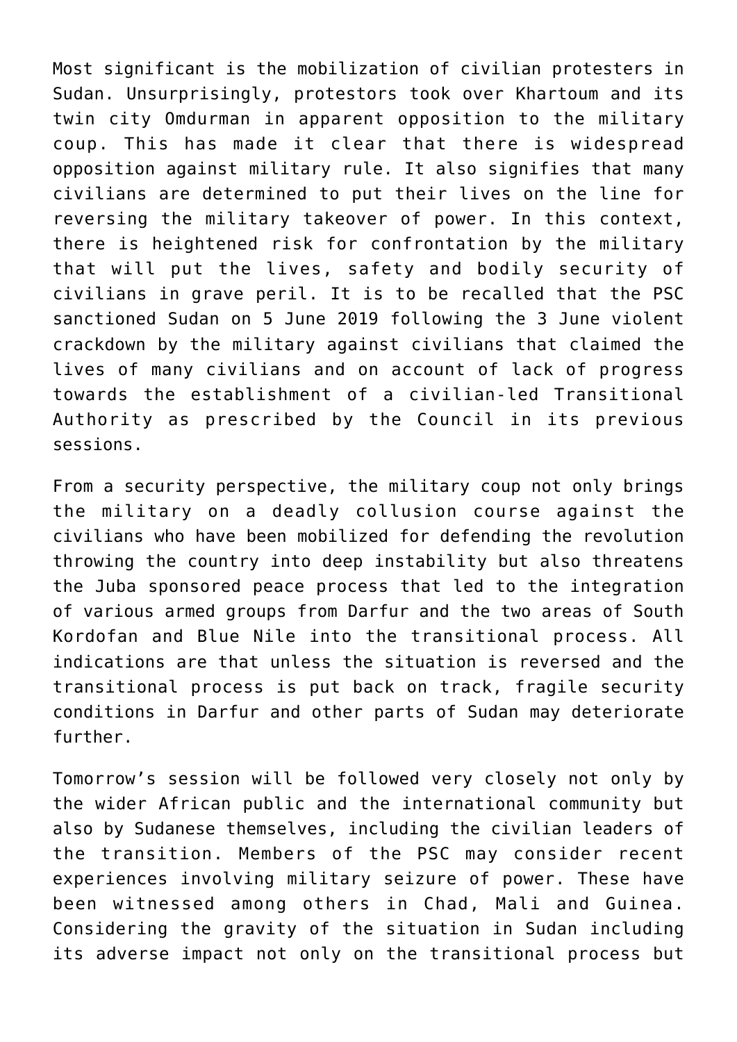Most significant is the mobilization of civilian protesters in Sudan. Unsurprisingly, protestors took over Khartoum and its twin city Omdurman in apparent opposition to the military coup. This has made it clear that there is widespread opposition against military rule. It also signifies that many civilians are determined to put their lives on the line for reversing the military takeover of power. In this context, there is heightened risk for confrontation by the military that will put the lives, safety and bodily security of civilians in grave peril. It is to be recalled that the PSC sanctioned Sudan on 5 June 2019 following the 3 June violent crackdown by the military against civilians that claimed the lives of many civilians and on account of lack of progress towards the establishment of a civilian-led Transitional Authority as prescribed by the Council in its previous sessions.

From a security perspective, the military coup not only brings the military on a deadly collusion course against the civilians who have been mobilized for defending the revolution throwing the country into deep instability but also threatens the Juba sponsored peace process that led to the integration of various armed groups from Darfur and the two areas of South Kordofan and Blue Nile into the transitional process. All indications are that unless the situation is reversed and the transitional process is put back on track, fragile security conditions in Darfur and other parts of Sudan may deteriorate further.

Tomorrow's session will be followed very closely not only by the wider African public and the international community but also by Sudanese themselves, including the civilian leaders of the transition. Members of the PSC may consider recent experiences involving military seizure of power. These have been witnessed among others in Chad, Mali and Guinea. Considering the gravity of the situation in Sudan including its adverse impact not only on the transitional process but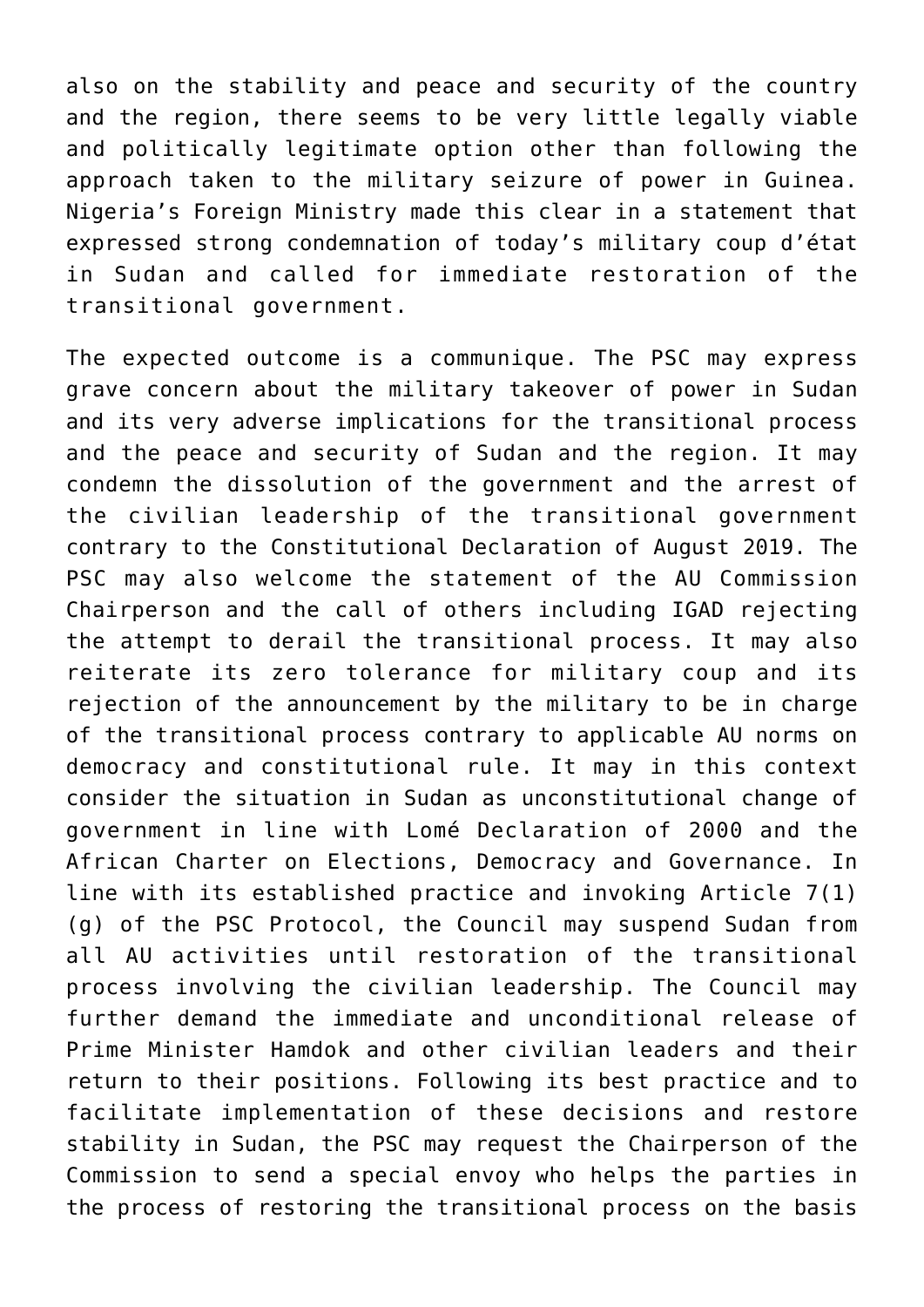also on the stability and peace and security of the country and the region, there seems to be very little legally viable and politically legitimate option other than following the approach taken to the military seizure of power in Guinea. Nigeria's Foreign Ministry made this clear in a statement that expressed strong condemnation of today's military coup d'état in Sudan and called for immediate restoration of the transitional government.

The expected outcome is a communique. The PSC may express grave concern about the military takeover of power in Sudan and its very adverse implications for the transitional process and the peace and security of Sudan and the region. It may condemn the dissolution of the government and the arrest of the civilian leadership of the transitional government contrary to the Constitutional Declaration of August 2019. The PSC may also welcome the statement of the AU Commission Chairperson and the call of others including IGAD rejecting the attempt to derail the transitional process. It may also reiterate its zero tolerance for military coup and its rejection of the announcement by the military to be in charge of the transitional process contrary to applicable AU norms on democracy and constitutional rule. It may in this context consider the situation in Sudan as unconstitutional change of government in line with Lomé Declaration of 2000 and the African Charter on Elections, Democracy and Governance. In line with its established practice and invoking Article 7(1)(g) of the PSC Protocol, the Council may suspend Sudan from all AU activities until restoration of the transitional process involving the civilian leadership. The Council may further demand the immediate and unconditional release of Prime Minister Hamdok and other civilian leaders and their return to their positions. Following its best practice and to facilitate implementation of these decisions and restore stability in Sudan, the PSC may request the Chairperson of the Commission to send a special envoy who helps the parties in the process of restoring the transitional process on the basis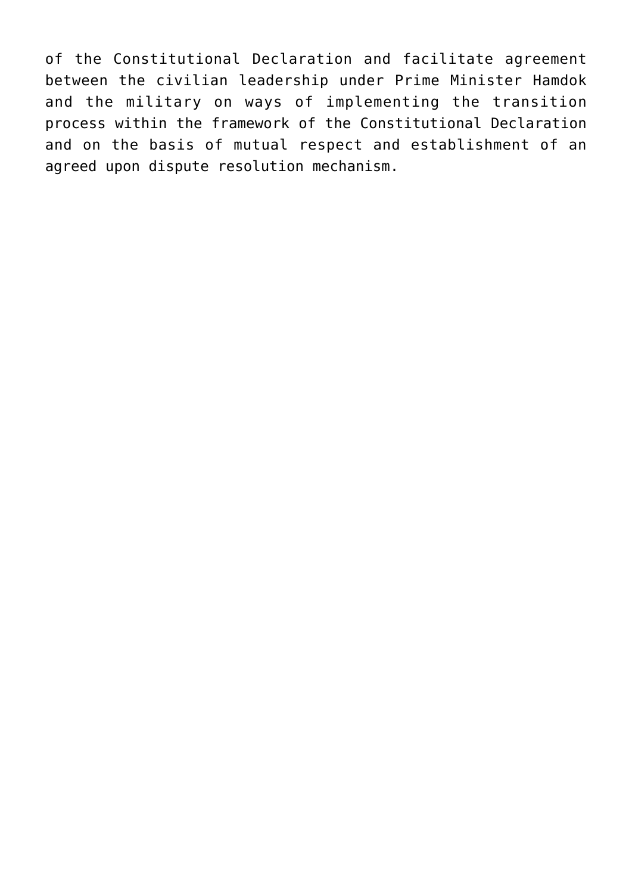of the Constitutional Declaration and facilitate agreement between the civilian leadership under Prime Minister Hamdok and the military on ways of implementing the transition process within the framework of the Constitutional Declaration and on the basis of mutual respect and establishment of an agreed upon dispute resolution mechanism.